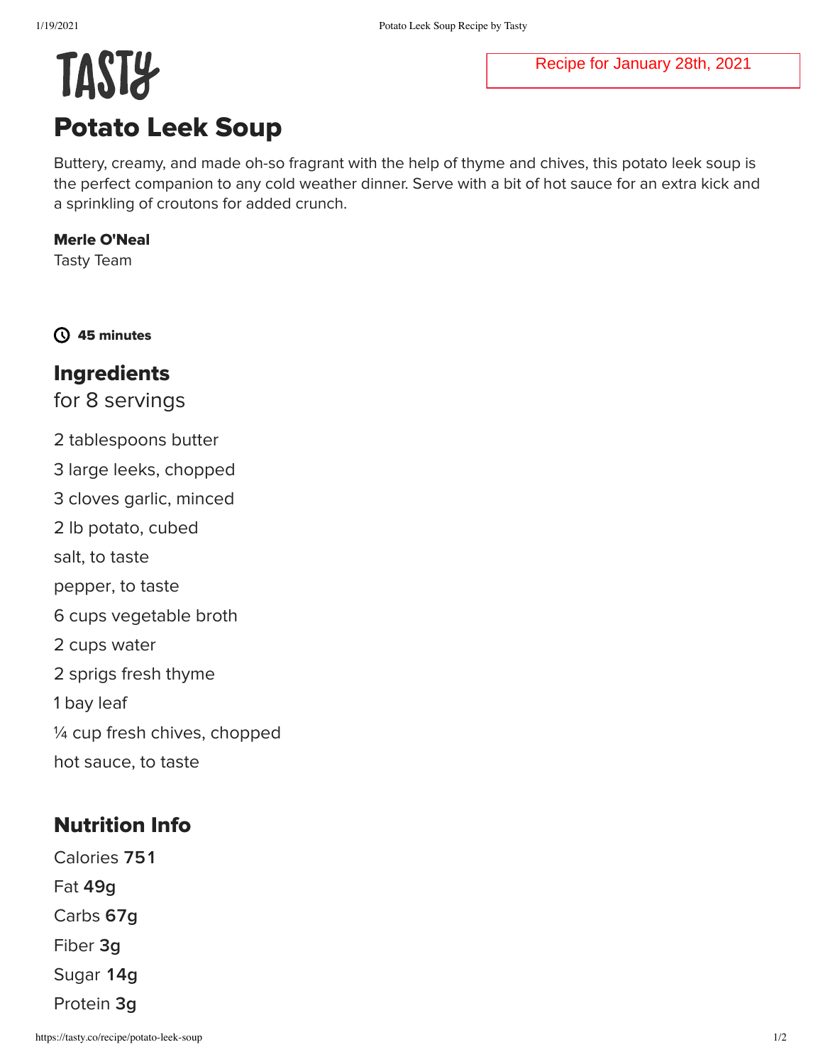Recipe for January 28th, 2021

TASTY

# Potato Leek Soup

Buttery, creamy, and made oh-so fragrant with the help of thyme and chives, this potato leek soup is the perfect companion to any cold weather dinner. Serve with a bit of hot sauce for an extra kick and a sprinkling of croutons for added crunch.

**Merle O'Neal**
Tasty Team

**45 minutes**

## Ingredients

for 8 servings

2 tablespoons butter

3 large leeks, chopped

3 cloves garlic, minced

2 lb potato, cubed

salt, to taste

pepper, to taste

6 cups vegetable broth

2 cups water

2 sprigs fresh thyme

1 bay leaf

¼ cup fresh chives, chopped

hot sauce, to taste

## Nutrition Info

Calories **751**

Fat **49g**

Carbs **67g**

Fiber **3g**

Sugar **14g**

Protein **3g**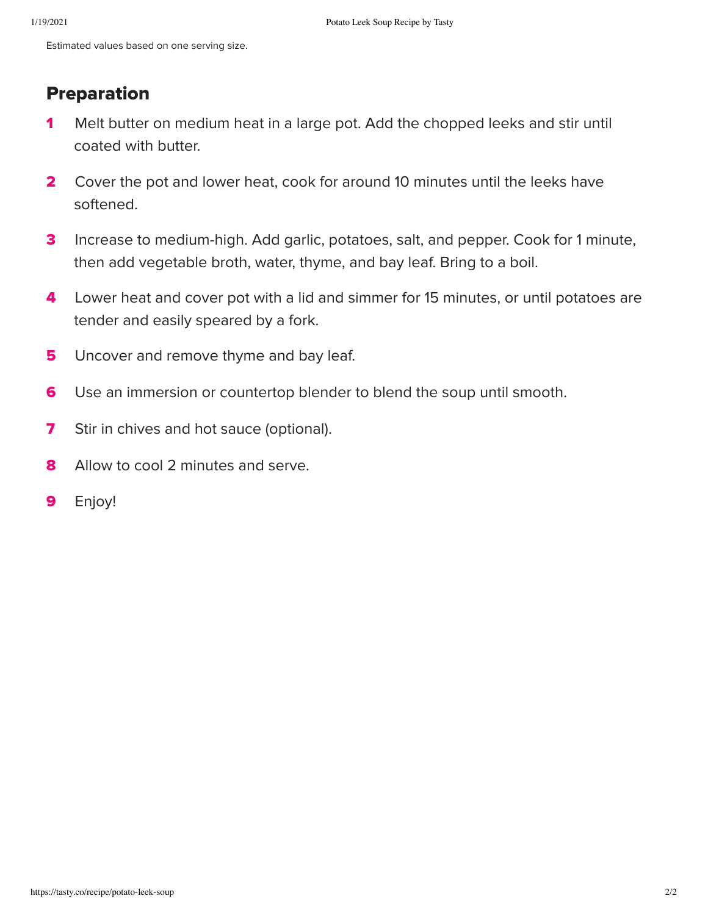Estimated values based on one serving size.

## Preparation

1. Melt butter on medium heat in a large pot. Add the chopped leeks and stir until coated with butter.
2. Cover the pot and lower heat, cook for around 10 minutes until the leeks have softened.
3. Increase to medium-high. Add garlic, potatoes, salt, and pepper. Cook for 1 minute, then add vegetable broth, water, thyme, and bay leaf. Bring to a boil.
4. Lower heat and cover pot with a lid and simmer for 15 minutes, or until potatoes are tender and easily speared by a fork.
5. Uncover and remove thyme and bay leaf.
6. Use an immersion or countertop blender to blend the soup until smooth.
7. Stir in chives and hot sauce (optional).
8. Allow to cool 2 minutes and serve.
9. Enjoy!